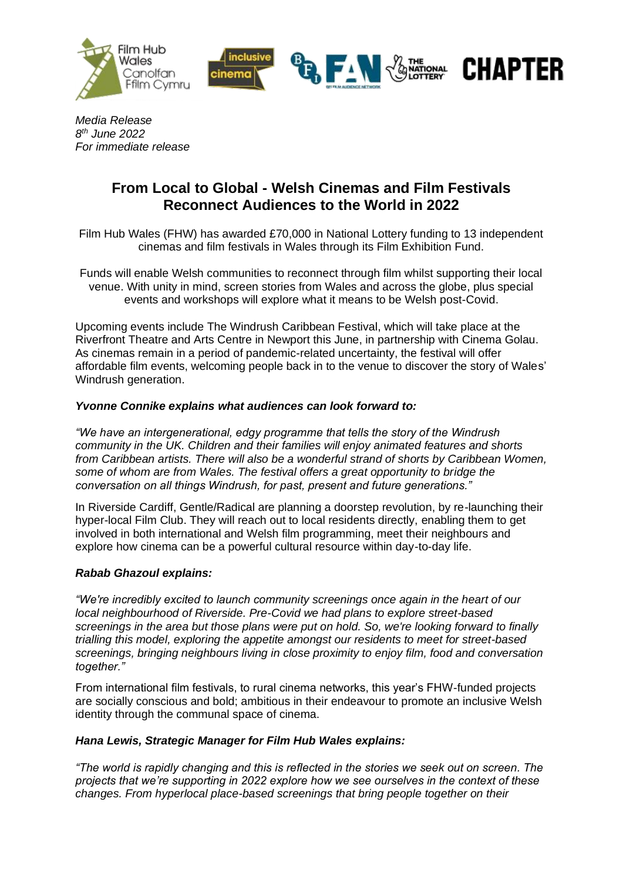*Media Release*
*8th June 2022*
*For immediate release*

# From Local to Global - Welsh Cinemas and Film Festivals Reconnect Audiences to the World in 2022

Film Hub Wales (FHW) has awarded £70,000 in National Lottery funding to 13 independent cinemas and film festivals in Wales through its Film Exhibition Fund.

Funds will enable Welsh communities to reconnect through film whilst supporting their local venue. With unity in mind, screen stories from Wales and across the globe, plus special events and workshops will explore what it means to be Welsh post-Covid.

Upcoming events include The Windrush Caribbean Festival, which will take place at the Riverfront Theatre and Arts Centre in Newport this June, in partnership with Cinema Golau. As cinemas remain in a period of pandemic-related uncertainty, the festival will offer affordable film events, welcoming people back in to the venue to discover the story of Wales' Windrush generation.

***Yvonne Connike explains what audiences can look forward to:***

*"We have an intergenerational, edgy programme that tells the story of the Windrush community in the UK. Children and their families will enjoy animated features and shorts from Caribbean artists. There will also be a wonderful strand of shorts by Caribbean Women, some of whom are from Wales. The festival offers a great opportunity to bridge the conversation on all things Windrush, for past, present and future generations."*

In Riverside Cardiff, Gentle/Radical are planning a doorstep revolution, by re-launching their hyper-local Film Club. They will reach out to local residents directly, enabling them to get involved in both international and Welsh film programming, meet their neighbours and explore how cinema can be a powerful cultural resource within day-to-day life.

***Rabab Ghazoul explains:***

*"We're incredibly excited to launch community screenings once again in the heart of our local neighbourhood of Riverside. Pre-Covid we had plans to explore street-based screenings in the area but those plans were put on hold. So, we're looking forward to finally trialling this model, exploring the appetite amongst our residents to meet for street-based screenings, bringing neighbours living in close proximity to enjoy film, food and conversation together."*

From international film festivals, to rural cinema networks, this year's FHW-funded projects are socially conscious and bold; ambitious in their endeavour to promote an inclusive Welsh identity through the communal space of cinema.

***Hana Lewis, Strategic Manager for Film Hub Wales explains:***

*"The world is rapidly changing and this is reflected in the stories we seek out on screen. The projects that we're supporting in 2022 explore how we see ourselves in the context of these changes. From hyperlocal place-based screenings that bring people together on their*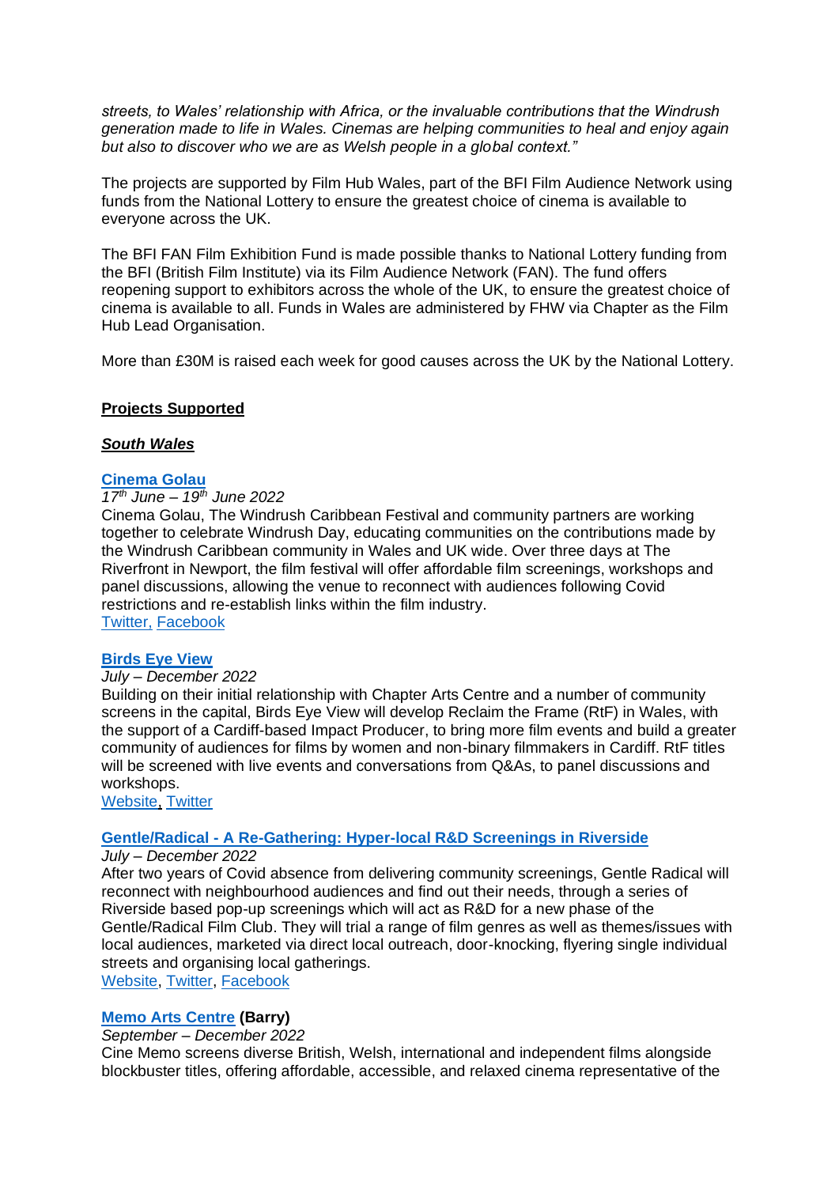*streets, to Wales' relationship with Africa, or the invaluable contributions that the Windrush generation made to life in Wales. Cinemas are helping communities to heal and enjoy again but also to discover who we are as Welsh people in a global context."*

The projects are supported by Film Hub Wales, part of the BFI Film Audience Network using funds from the National Lottery to ensure the greatest choice of cinema is available to everyone across the UK.

The BFI FAN Film Exhibition Fund is made possible thanks to National Lottery funding from the BFI (British Film Institute) via its Film Audience Network (FAN). The fund offers reopening support to exhibitors across the whole of the UK, to ensure the greatest choice of cinema is available to all. Funds in Wales are administered by FHW via Chapter as the Film Hub Lead Organisation.

More than £30M is raised each week for good causes across the UK by the National Lottery.

**Projects Supported**

***South Wales***

**Cinema Golau**

*17th June – 19th June 2022*

Cinema Golau, The Windrush Caribbean Festival and community partners are working together to celebrate Windrush Day, educating communities on the contributions made by the Windrush Caribbean community in Wales and UK wide. Over three days at The Riverfront in Newport, the film festival will offer affordable film screenings, workshops and panel discussions, allowing the venue to reconnect with audiences following Covid restrictions and re-establish links within the film industry.

Twitter, Facebook

**Birds Eye View**

*July – December 2022*

Building on their initial relationship with Chapter Arts Centre and a number of community screens in the capital, Birds Eye View will develop Reclaim the Frame (RtF) in Wales, with the support of a Cardiff-based Impact Producer, to bring more film events and build a greater community of audiences for films by women and non-binary filmmakers in Cardiff. RtF titles will be screened with live events and conversations from Q&As, to panel discussions and workshops.

Website, Twitter

**Gentle/Radical - A Re-Gathering: Hyper-local R&D Screenings in Riverside**

*July – December 2022*

After two years of Covid absence from delivering community screenings, Gentle Radical will reconnect with neighbourhood audiences and find out their needs, through a series of Riverside based pop-up screenings which will act as R&D for a new phase of the Gentle/Radical Film Club. They will trial a range of film genres as well as themes/issues with local audiences, marketed via direct local outreach, door-knocking, flyering single individual streets and organising local gatherings.

Website, Twitter, Facebook

**Memo Arts Centre (Barry)**

*September – December 2022*

Cine Memo screens diverse British, Welsh, international and independent films alongside blockbuster titles, offering affordable, accessible, and relaxed cinema representative of the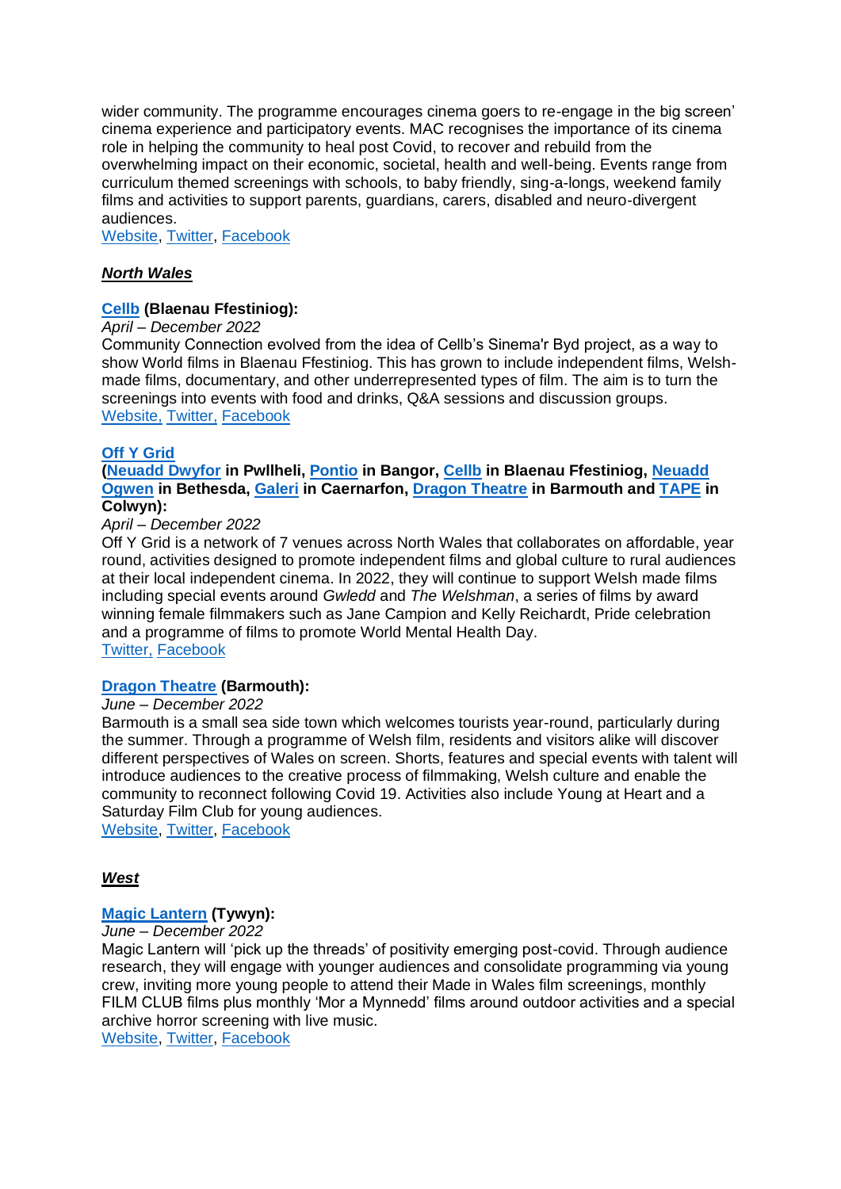wider community. The programme encourages cinema goers to re-engage in the big screen' cinema experience and participatory events. MAC recognises the importance of its cinema role in helping the community to heal post Covid, to recover and rebuild from the overwhelming impact on their economic, societal, health and well-being. Events range from curriculum themed screenings with schools, to baby friendly, sing-a-longs, weekend family films and activities to support parents, guardians, carers, disabled and neuro-divergent audiences.
Website, Twitter, Facebook

***North Wales***

**Cellb (Blaenau Ffestiniog):**
*April – December 2022*
Community Connection evolved from the idea of Cellb's Sinema'r Byd project, as a way to show World films in Blaenau Ffestiniog. This has grown to include independent films, Welsh-made films, documentary, and other underrepresented types of film. The aim is to turn the screenings into events with food and drinks, Q&A sessions and discussion groups.
Website, Twitter, Facebook

**Off Y Grid**
**(Neuadd Dwyfor in Pwllheli, Pontio in Bangor, Cellb in Blaenau Ffestiniog, Neuadd Ogwen in Bethesda, Galeri in Caernarfon, Dragon Theatre in Barmouth and TAPE in Colwyn):**
*April – December 2022*
Off Y Grid is a network of 7 venues across North Wales that collaborates on affordable, year round, activities designed to promote independent films and global culture to rural audiences at their local independent cinema. In 2022, they will continue to support Welsh made films including special events around *Gwledd* and *The Welshman*, a series of films by award winning female filmmakers such as Jane Campion and Kelly Reichardt, Pride celebration and a programme of films to promote World Mental Health Day.
Twitter, Facebook

**Dragon Theatre (Barmouth):**
*June – December 2022*
Barmouth is a small sea side town which welcomes tourists year-round, particularly during the summer. Through a programme of Welsh film, residents and visitors alike will discover different perspectives of Wales on screen. Shorts, features and special events with talent will introduce audiences to the creative process of filmmaking, Welsh culture and enable the community to reconnect following Covid 19. Activities also include Young at Heart and a Saturday Film Club for young audiences.
Website, Twitter, Facebook

***West***

**Magic Lantern (Tywyn):**
*June – December 2022*
Magic Lantern will 'pick up the threads' of positivity emerging post-covid. Through audience research, they will engage with younger audiences and consolidate programming via young crew, inviting more young people to attend their Made in Wales film screenings, monthly FILM CLUB films plus monthly 'Mor a Mynnedd' films around outdoor activities and a special archive horror screening with live music.
Website, Twitter, Facebook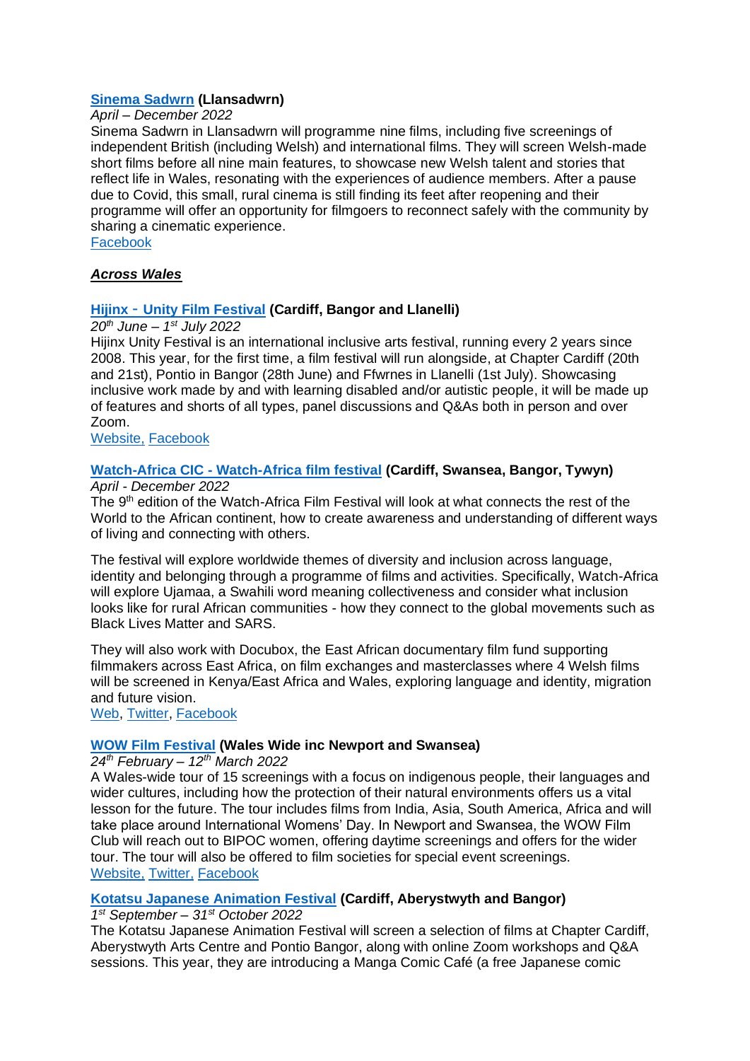**Sinema Sadwrn (Llansadwrn)**

*April – December 2022*

Sinema Sadwrn in Llansadwrn will programme nine films, including five screenings of independent British (including Welsh) and international films. They will screen Welsh-made short films before all nine main features, to showcase new Welsh talent and stories that reflect life in Wales, resonating with the experiences of audience members. After a pause due to Covid, this small, rural cinema is still finding its feet after reopening and their programme will offer an opportunity for filmgoers to reconnect safely with the community by sharing a cinematic experience.

Facebook

***Across Wales***

**Hijinx - Unity Film Festival (Cardiff, Bangor and Llanelli)**

*20th June – 1st July 2022*

Hijinx Unity Festival is an international inclusive arts festival, running every 2 years since 2008. This year, for the first time, a film festival will run alongside, at Chapter Cardiff (20th and 21st), Pontio in Bangor (28th June) and Ffwrnes in Llanelli (1st July). Showcasing inclusive work made by and with learning disabled and/or autistic people, it will be made up of features and shorts of all types, panel discussions and Q&As both in person and over Zoom.

Website, Facebook

**Watch-Africa CIC - Watch-Africa film festival (Cardiff, Swansea, Bangor, Tywyn)**

*April - December 2022*

The 9th edition of the Watch-Africa Film Festival will look at what connects the rest of the World to the African continent, how to create awareness and understanding of different ways of living and connecting with others.

The festival will explore worldwide themes of diversity and inclusion across language, identity and belonging through a programme of films and activities. Specifically, Watch-Africa will explore Ujamaa, a Swahili word meaning collectiveness and consider what inclusion looks like for rural African communities - how they connect to the global movements such as Black Lives Matter and SARS.

They will also work with Docubox, the East African documentary film fund supporting filmmakers across East Africa, on film exchanges and masterclasses where 4 Welsh films will be screened in Kenya/East Africa and Wales, exploring language and identity, migration and future vision.

Web, Twitter, Facebook

**WOW Film Festival (Wales Wide inc Newport and Swansea)**

*24th February – 12th March 2022*

A Wales-wide tour of 15 screenings with a focus on indigenous people, their languages and wider cultures, including how the protection of their natural environments offers us a vital lesson for the future. The tour includes films from India, Asia, South America, Africa and will take place around International Womens' Day. In Newport and Swansea, the WOW Film Club will reach out to BIPOC women, offering daytime screenings and offers for the wider tour. The tour will also be offered to film societies for special event screenings.

Website, Twitter, Facebook

**Kotatsu Japanese Animation Festival (Cardiff, Aberystwyth and Bangor)**

*1st September – 31st October 2022*

The Kotatsu Japanese Animation Festival will screen a selection of films at Chapter Cardiff, Aberystwyth Arts Centre and Pontio Bangor, along with online Zoom workshops and Q&A sessions. This year, they are introducing a Manga Comic Café (a free Japanese comic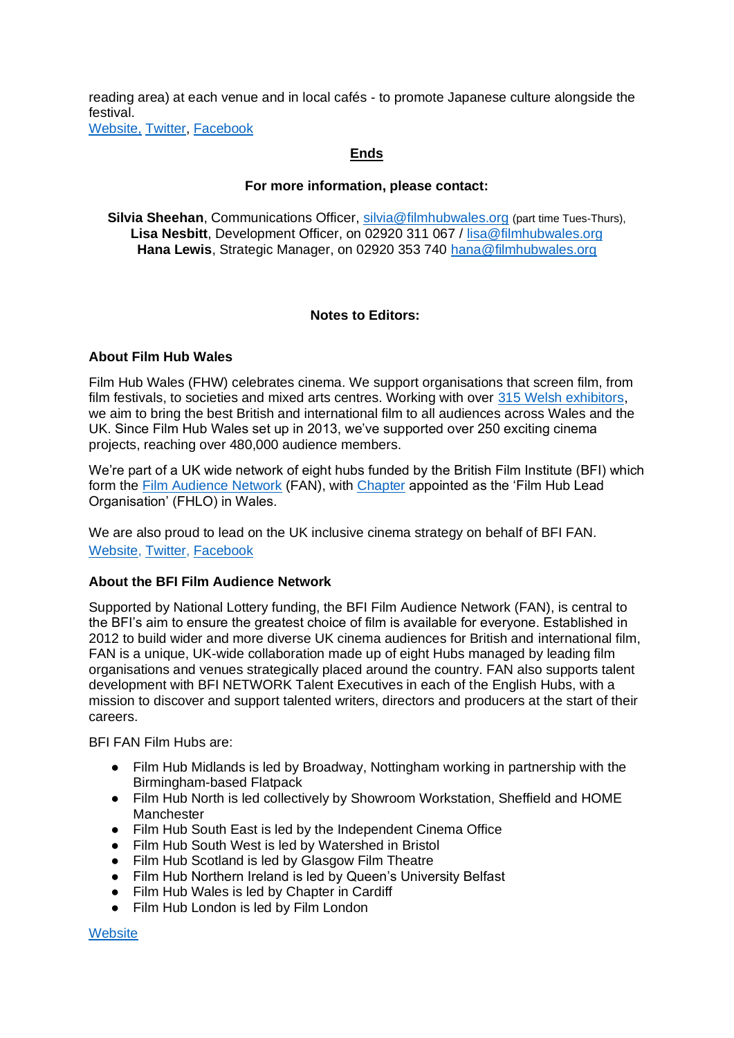reading area) at each venue and in local cafés - to promote Japanese culture alongside the festival.
Website, Twitter, Facebook

**Ends**

**For more information, please contact:**

**Silvia Sheehan**, Communications Officer, silvia@filmhubwales.org (part time Tues-Thurs),
**Lisa Nesbitt**, Development Officer, on 02920 311 067 / lisa@filmhubwales.org
**Hana Lewis**, Strategic Manager, on 02920 353 740 hana@filmhubwales.org

**Notes to Editors:**

**About Film Hub Wales**

Film Hub Wales (FHW) celebrates cinema. We support organisations that screen film, from film festivals, to societies and mixed arts centres. Working with over 315 Welsh exhibitors, we aim to bring the best British and international film to all audiences across Wales and the UK. Since Film Hub Wales set up in 2013, we've supported over 250 exciting cinema projects, reaching over 480,000 audience members.

We're part of a UK wide network of eight hubs funded by the British Film Institute (BFI) which form the Film Audience Network (FAN), with Chapter appointed as the 'Film Hub Lead Organisation' (FHLO) in Wales.

We are also proud to lead on the UK inclusive cinema strategy on behalf of BFI FAN.
Website, Twitter, Facebook

**About the BFI Film Audience Network**

Supported by National Lottery funding, the BFI Film Audience Network (FAN), is central to the BFI's aim to ensure the greatest choice of film is available for everyone. Established in 2012 to build wider and more diverse UK cinema audiences for British and international film, FAN is a unique, UK-wide collaboration made up of eight Hubs managed by leading film organisations and venues strategically placed around the country. FAN also supports talent development with BFI NETWORK Talent Executives in each of the English Hubs, with a mission to discover and support talented writers, directors and producers at the start of their careers.

BFI FAN Film Hubs are:

- Film Hub Midlands is led by Broadway, Nottingham working in partnership with the Birmingham-based Flatpack
- Film Hub North is led collectively by Showroom Workstation, Sheffield and HOME Manchester
- Film Hub South East is led by the Independent Cinema Office
- Film Hub South West is led by Watershed in Bristol
- Film Hub Scotland is led by Glasgow Film Theatre
- Film Hub Northern Ireland is led by Queen's University Belfast
- Film Hub Wales is led by Chapter in Cardiff
- Film Hub London is led by Film London

Website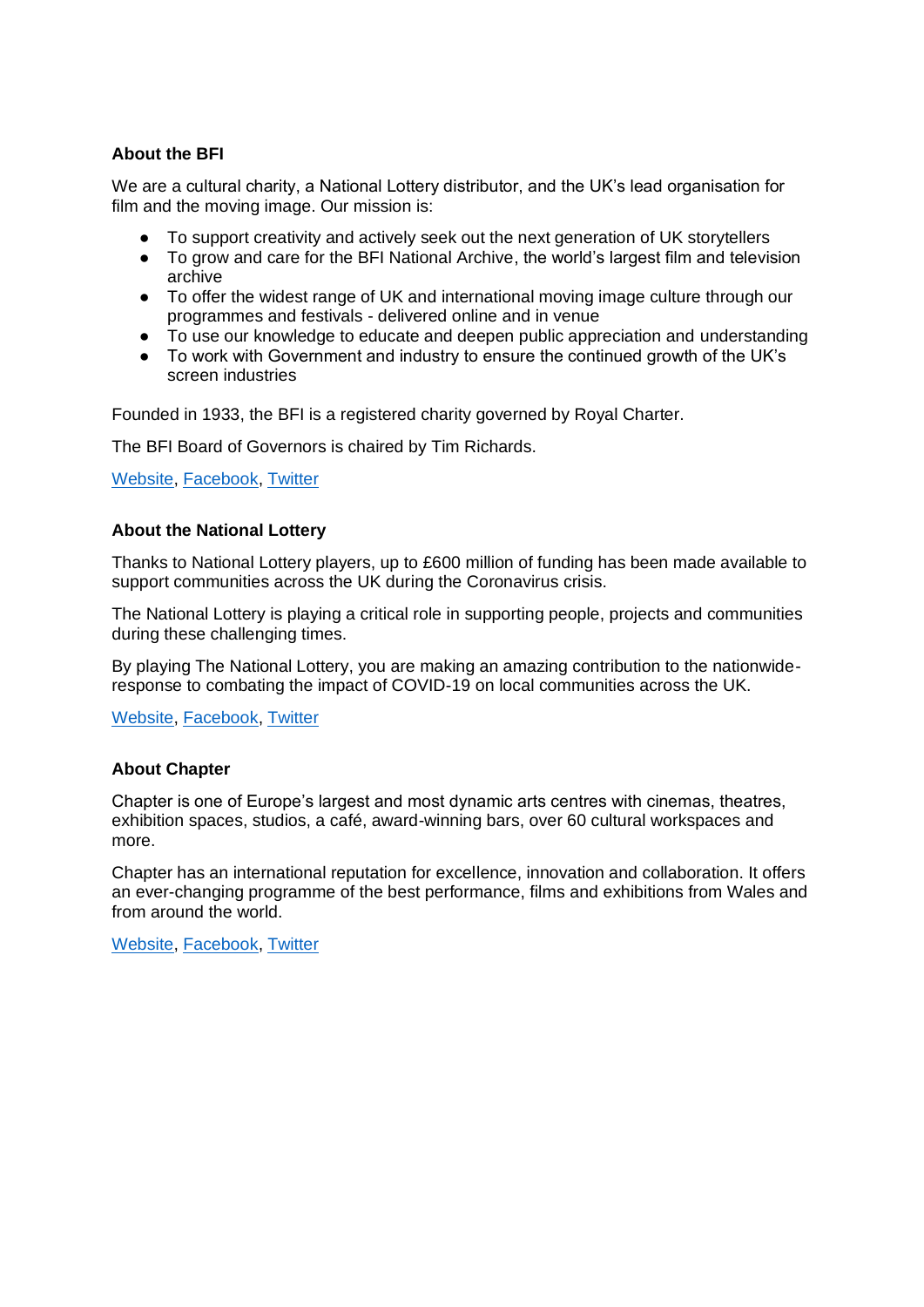**About the BFI**

We are a cultural charity, a National Lottery distributor, and the UK's lead organisation for film and the moving image. Our mission is:

- To support creativity and actively seek out the next generation of UK storytellers
- To grow and care for the BFI National Archive, the world's largest film and television archive
- To offer the widest range of UK and international moving image culture through our programmes and festivals - delivered online and in venue
- To use our knowledge to educate and deepen public appreciation and understanding
- To work with Government and industry to ensure the continued growth of the UK's screen industries

Founded in 1933, the BFI is a registered charity governed by Royal Charter.

The BFI Board of Governors is chaired by Tim Richards.

Website, Facebook, Twitter

**About the National Lottery**

Thanks to National Lottery players, up to £600 million of funding has been made available to support communities across the UK during the Coronavirus crisis.

The National Lottery is playing a critical role in supporting people, projects and communities during these challenging times.

By playing The National Lottery, you are making an amazing contribution to the nationwide-response to combating the impact of COVID-19 on local communities across the UK.

Website, Facebook, Twitter

**About Chapter**

Chapter is one of Europe's largest and most dynamic arts centres with cinemas, theatres, exhibition spaces, studios, a café, award-winning bars, over 60 cultural workspaces and more.

Chapter has an international reputation for excellence, innovation and collaboration. It offers an ever-changing programme of the best performance, films and exhibitions from Wales and from around the world.

Website, Facebook, Twitter